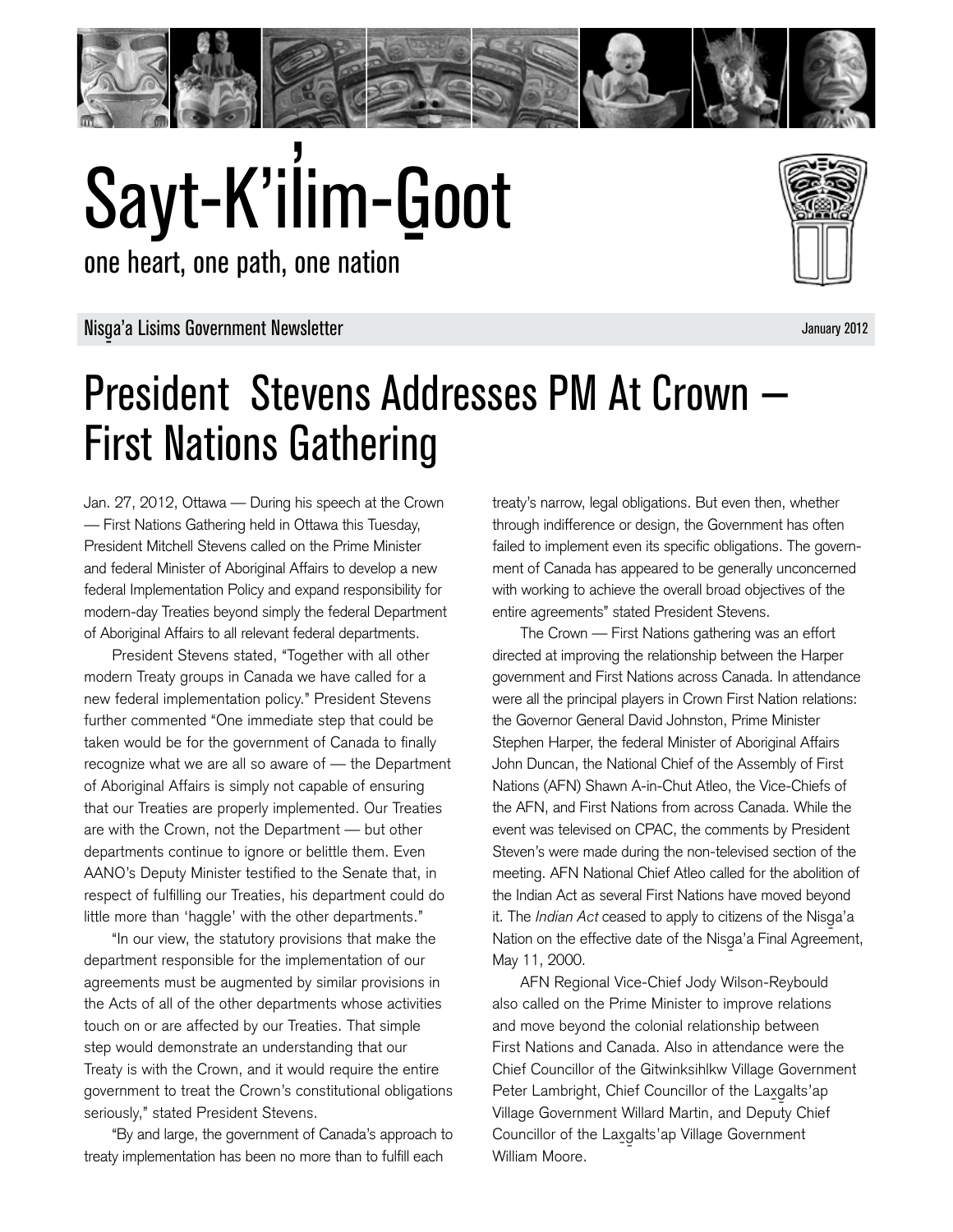# Sayt-K'il̓im-G̱oot

one heart, one path, one nation

Nisg̱a'a Lisims Government Newsletter

January 2012

## President Stevens Addresses PM At Crown — First Nations Gathering

Jan. 27, 2012, Ottawa — During his speech at the Crown — First Nations Gathering held in Ottawa this Tuesday, President Mitchell Stevens called on the Prime Minister and federal Minister of Aboriginal Affairs to develop a new federal Implementation Policy and expand responsibility for modern-day Treaties beyond simply the federal Department of Aboriginal Affairs to all relevant federal departments.

President Stevens stated, "Together with all other modern Treaty groups in Canada we have called for a new federal implementation policy." President Stevens further commented "One immediate step that could be taken would be for the government of Canada to finally recognize what we are all so aware of — the Department of Aboriginal Affairs is simply not capable of ensuring that our Treaties are properly implemented. Our Treaties are with the Crown, not the Department — but other departments continue to ignore or belittle them. Even AANO's Deputy Minister testified to the Senate that, in respect of fulfilling our Treaties, his department could do little more than 'haggle' with the other departments."

"In our view, the statutory provisions that make the department responsible for the implementation of our agreements must be augmented by similar provisions in the Acts of all of the other departments whose activities touch on or are affected by our Treaties. That simple step would demonstrate an understanding that our Treaty is with the Crown, and it would require the entire government to treat the Crown's constitutional obligations seriously," stated President Stevens.

"By and large, the government of Canada's approach to treaty implementation has been no more than to fulfill each treaty's narrow, legal obligations. But even then, whether through indifference or design, the Government has often failed to implement even its specific obligations. The government of Canada has appeared to be generally unconcerned with working to achieve the overall broad objectives of the entire agreements" stated President Stevens.

The Crown — First Nations gathering was an effort directed at improving the relationship between the Harper government and First Nations across Canada. In attendance were all the principal players in Crown First Nation relations: the Governor General David Johnston, Prime Minister Stephen Harper, the federal Minister of Aboriginal Affairs John Duncan, the National Chief of the Assembly of First Nations (AFN) Shawn A-in-Chut Atleo, the Vice-Chiefs of the AFN, and First Nations from across Canada. While the event was televised on CPAC, the comments by President Steven's were made during the non-televised section of the meeting. AFN National Chief Atleo called for the abolition of the Indian Act as several First Nations have moved beyond it. The *Indian Act* ceased to apply to citizens of the Nisg̱a'a Nation on the effective date of the Nisg̱a'a Final Agreement, May 11, 2000.

AFN Regional Vice-Chief Jody Wilson-Reybould also called on the Prime Minister to improve relations and move beyond the colonial relationship between First Nations and Canada. Also in attendance were the Chief Councillor of the Gitwinksihlkw Village Government Peter Lambright, Chief Councillor of the Lax̱g̱alts'ap Village Government Willard Martin, and Deputy Chief Councillor of the Lax̱g̱alts'ap Village Government William Moore.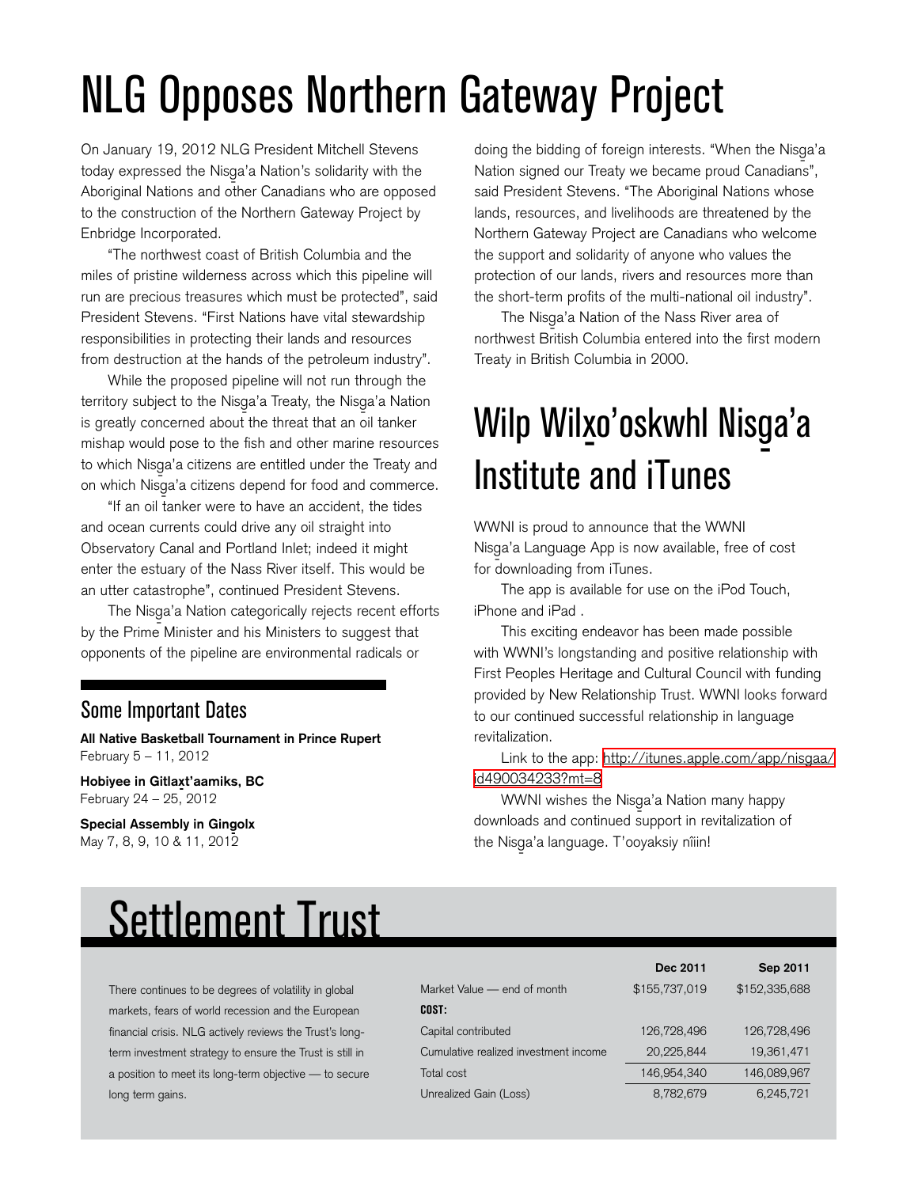# NLG Opposes Northern Gateway Project

On January 19, 2012 NLG President Mitchell Stevens today expressed the Nisg̱a'a Nation's solidarity with the Aboriginal Nations and other Canadians who are opposed to the construction of the Northern Gateway Project by Enbridge Incorporated.

"The northwest coast of British Columbia and the miles of pristine wilderness across which this pipeline will run are precious treasures which must be protected", said President Stevens. "First Nations have vital stewardship responsibilities in protecting their lands and resources from destruction at the hands of the petroleum industry".

While the proposed pipeline will not run through the territory subject to the Nisg̱a'a Treaty, the Nisg̱a'a Nation is greatly concerned about the threat that an oil tanker mishap would pose to the fish and other marine resources to which Nisg̱a'a citizens are entitled under the Treaty and on which Nisg̱a'a citizens depend for food and commerce.

"If an oil tanker were to have an accident, the tides and ocean currents could drive any oil straight into Observatory Canal and Portland Inlet; indeed it might enter the estuary of the Nass River itself. This would be an utter catastrophe", continued President Stevens.

The Nisg̱a'a Nation categorically rejects recent efforts by the Prime Minister and his Ministers to suggest that opponents of the pipeline are environmental radicals or doing the bidding of foreign interests. "When the Nisg̱a'a Nation signed our Treaty we became proud Canadians", said President Stevens. "The Aboriginal Nations whose lands, resources, and livelihoods are threatened by the Northern Gateway Project are Canadians who welcome the support and solidarity of anyone who values the protection of our lands, rivers and resources more than the short-term profits of the multi-national oil industry".

The Nisg̱a'a Nation of the Nass River area of northwest British Columbia entered into the first modern Treaty in British Columbia in 2000.

## Some Important Dates

**All Native Basketball Tournament in Prince Rupert**
February 5 – 11, 2012

**Hobiyee in Gitlax̱t'aamiks, BC**
February 24 – 25, 2012

**Special Assembly in Gingolx**
May 7, 8, 9, 10 & 11, 2012

# Wilp Wilx̱o'oskwhl Nisg̱a'a Institute and iTunes

WWNI is proud to announce that the WWNI Nisg̱a'a Language App is now available, free of cost for downloading from iTunes.

The app is available for use on the iPod Touch, iPhone and iPad .

This exciting endeavor has been made possible with WWNI's longstanding and positive relationship with First Peoples Heritage and Cultural Council with funding provided by New Relationship Trust. WWNI looks forward to our continued successful relationship in language revitalization.

Link to the app: http://itunes.apple.com/app/nisgaa/id490034233?mt=8

WWNI wishes the Nisg̱a'a Nation many happy downloads and continued support in revitalization of the Nisg̱a'a language. T'ooyaksiy nîiin!

# Settlement Trust

There continues to be degrees of volatility in global markets, fears of world recession and the European financial crisis. NLG actively reviews the Trust's long-term investment strategy to ensure the Trust is still in a position to meet its long-term objective — to secure long term gains.

| | Dec 2011 | Sep 2011 |
|---|---|---|
| Market Value — end of month | $155,737,019 | $152,335,688 |
| **COST:** | | |
| Capital contributed | 126,728,496 | 126,728,496 |
| Cumulative realized investment income | 20,225,844 | 19,361,471 |
| Total cost | 146,954,340 | 146,089,967 |
| Unrealized Gain (Loss) | 8,782,679 | 6,245,721 |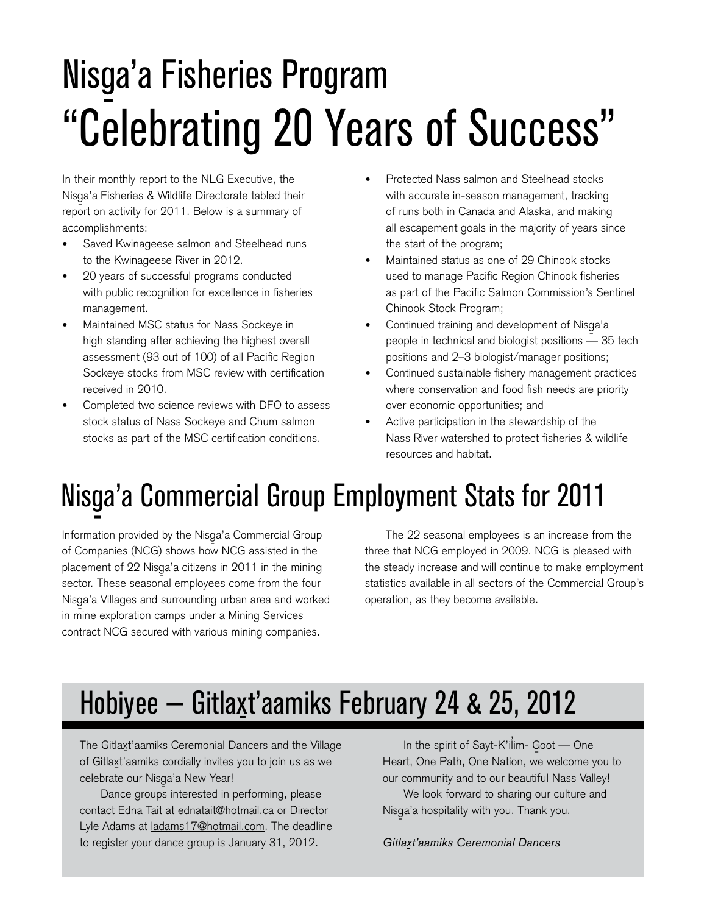# Nisg̱a'a Fisheries Program "Celebrating 20 Years of Success"

In their monthly report to the NLG Executive, the Nisg̱a'a Fisheries & Wildlife Directorate tabled their report on activity for 2011. Below is a summary of accomplishments:

- Saved Kwinageese salmon and Steelhead runs to the Kwinageese River in 2012.
- 20 years of successful programs conducted with public recognition for excellence in fisheries management.
- Maintained MSC status for Nass Sockeye in high standing after achieving the highest overall assessment (93 out of 100) of all Pacific Region Sockeye stocks from MSC review with certification received in 2010.
- Completed two science reviews with DFO to assess stock status of Nass Sockeye and Chum salmon stocks as part of the MSC certification conditions.
- Protected Nass salmon and Steelhead stocks with accurate in-season management, tracking of runs both in Canada and Alaska, and making all escapement goals in the majority of years since the start of the program;
- Maintained status as one of 29 Chinook stocks used to manage Pacific Region Chinook fisheries as part of the Pacific Salmon Commission's Sentinel Chinook Stock Program;
- Continued training and development of Nisg̱a'a people in technical and biologist positions — 35 tech positions and 2–3 biologist/manager positions;
- Continued sustainable fishery management practices where conservation and food fish needs are priority over economic opportunities; and
- Active participation in the stewardship of the Nass River watershed to protect fisheries & wildlife resources and habitat.

# Nisg̱a'a Commercial Group Employment Stats for 2011

Information provided by the Nisg̱a'a Commercial Group of Companies (NCG) shows how NCG assisted in the placement of 22 Nisg̱a'a citizens in 2011 in the mining sector. These seasonal employees come from the four Nisg̱a'a Villages and surrounding urban area and worked in mine exploration camps under a Mining Services contract NCG secured with various mining companies.

The 22 seasonal employees is an increase from the three that NCG employed in 2009. NCG is pleased with the steady increase and will continue to make employment statistics available in all sectors of the Commercial Group's operation, as they become available.

# Hobiyee — Gitlax̱t'aamiks February 24 & 25, 2012

The Gitlax̱t'aamiks Ceremonial Dancers and the Village of Gitlax̱t'aamiks cordially invites you to join us as we celebrate our Nisg̱a'a New Year!

Dance groups interested in performing, please contact Edna Tait at ednatait@hotmail.ca or Director Lyle Adams at ladams17@hotmail.com. The deadline to register your dance group is January 31, 2012.

In the spirit of Sayt-K'il̓im- G̱oot — One Heart, One Path, One Nation, we welcome you to our community and to our beautiful Nass Valley!

We look forward to sharing our culture and Nisg̱a'a hospitality with you. Thank you.

*Gitlax̱t'aamiks Ceremonial Dancers*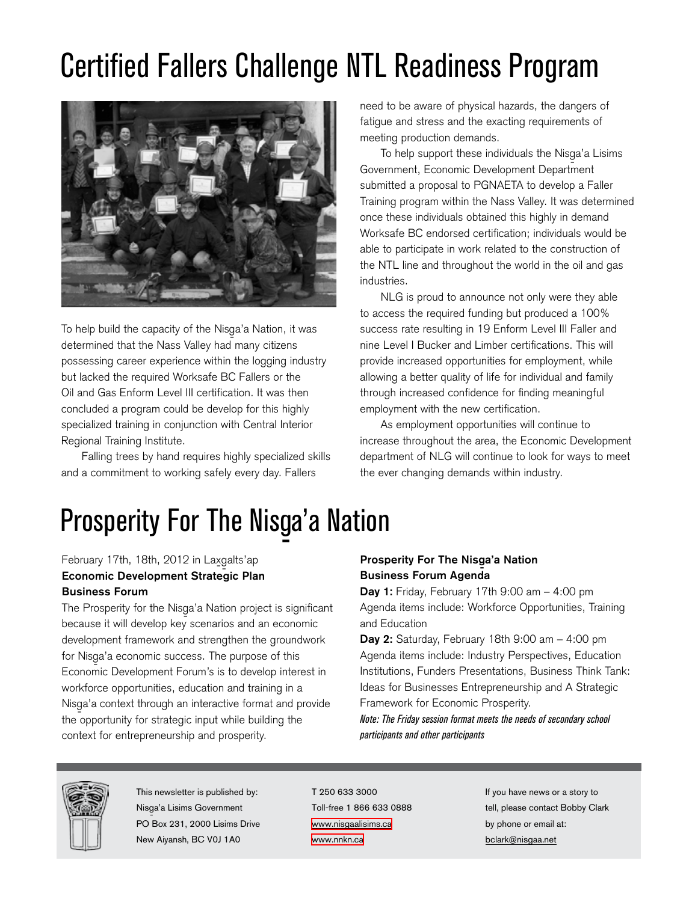# Certified Fallers Challenge NTL Readiness Program

To help build the capacity of the Nisg̱a'a Nation, it was determined that the Nass Valley had many citizens possessing career experience within the logging industry but lacked the required Worksafe BC Fallers or the Oil and Gas Enform Level III certification. It was then concluded a program could be develop for this highly specialized training in conjunction with Central Interior Regional Training Institute.

Falling trees by hand requires highly specialized skills and a commitment to working safely every day. Fallers need to be aware of physical hazards, the dangers of fatigue and stress and the exacting requirements of meeting production demands.

To help support these individuals the Nisg̱a'a Lisims Government, Economic Development Department submitted a proposal to PGNAETA to develop a Faller Training program within the Nass Valley. It was determined once these individuals obtained this highly in demand Worksafe BC endorsed certification; individuals would be able to participate in work related to the construction of the NTL line and throughout the world in the oil and gas industries.

NLG is proud to announce not only were they able to access the required funding but produced a 100% success rate resulting in 19 Enform Level III Faller and nine Level I Bucker and Limber certifications. This will provide increased opportunities for employment, while allowing a better quality of life for individual and family through increased confidence for finding meaningful employment with the new certification.

As employment opportunities will continue to increase throughout the area, the Economic Development department of NLG will continue to look for ways to meet the ever changing demands within industry.

# Prosperity For The Nisg̱a'a Nation

February 17th, 18th, 2012 in Lax̱galts'ap

**Economic Development Strategic Plan Business Forum**

The Prosperity for the Nisg̱a'a Nation project is significant because it will develop key scenarios and an economic development framework and strengthen the groundwork for Nisg̱a'a economic success. The purpose of this Economic Development Forum's is to develop interest in workforce opportunities, education and training in a Nisg̱a'a context through an interactive format and provide the opportunity for strategic input while building the context for entrepreneurship and prosperity.

**Prosperity For The Nisg̱a'a Nation Business Forum Agenda**

**Day 1:** Friday, February 17th 9:00 am – 4:00 pm
Agenda items include: Workforce Opportunities, Training and Education

**Day 2:** Saturday, February 18th 9:00 am – 4:00 pm
Agenda items include: Industry Perspectives, Education Institutions, Funders Presentations, Business Think Tank: Ideas for Businesses Entrepreneurship and A Strategic Framework for Economic Prosperity.

*Note: The Friday session format meets the needs of secondary school participants and other participants*

---

This newsletter is published by:
Nisg̱a'a Lisims Government
PO Box 231, 2000 Lisims Drive
New Aiyansh, BC V0J 1A0

T 250 633 3000
Toll-free 1 866 633 0888
www.nisgaalisims.ca
www.nnkn.ca

If you have news or a story to tell, please contact Bobby Clark by phone or email at:
bclark@nisgaa.net